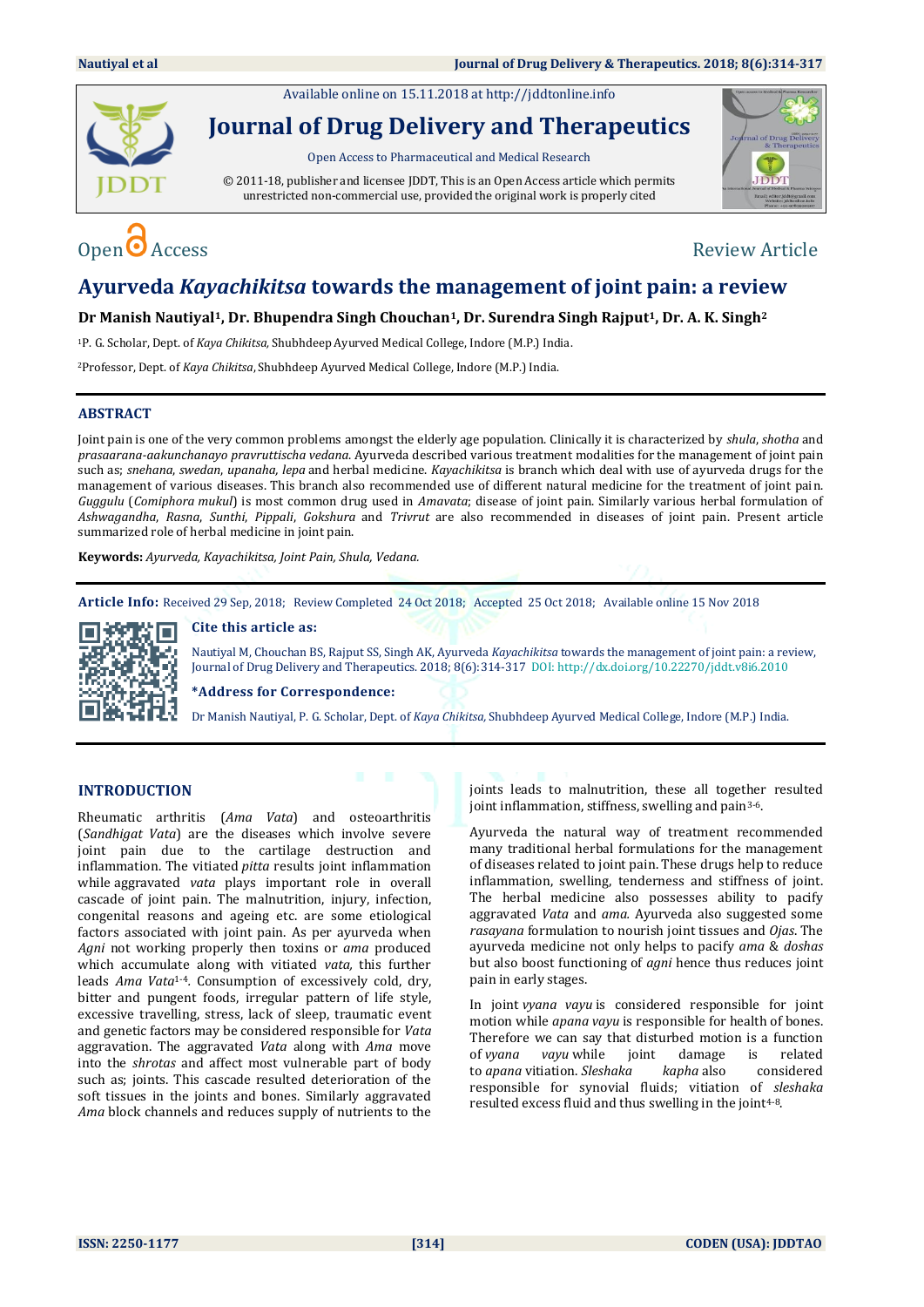Available online on 15.11.2018 at http://jddtonline.info

# Journal of Drug Delivery and Therapeutics

Open Access to Pharmaceutical and Medical Research

© 2011-18, publisher and licensee JDDT, This is an Open Access article which permits unrestricted non-commercial use, provided the original work is properly cited

Open Access Review Article

# Ayurveda *Kayachikitsa* towards the management of joint pain: a review

**Dr Manish Nautiyal[1], Dr. Bhupendra Singh Chouchan[1], Dr. Surendra Singh Rajput[1], Dr. A. K. Singh[2]**

[1]P. G. Scholar, Dept. of *Kaya Chikitsa,* Shubhdeep Ayurved Medical College, Indore (M.P.) India.

[2]Professor, Dept. of *Kaya Chikitsa*, Shubhdeep Ayurved Medical College, Indore (M.P.) India.

## ABSTRACT

Joint pain is one of the very common problems amongst the elderly age population. Clinically it is characterized by *shula*, *shotha* and *prasaarana-aakunchanayo pravruttischa vedana*. Ayurveda described various treatment modalities for the management of joint pain such as; *snehana, swedan, upanaha, lepa* and herbal medicine. *Kayachikitsa* is branch which deal with use of ayurveda drugs for the management of various diseases. This branch also recommended use of different natural medicine for the treatment of joint pain. *Guggulu* (*Comiphora mukul*) is most common drug used in *Amavata*; disease of joint pain. Similarly various herbal formulation of *Ashwagandha*, *Rasna*, *Sunthi*, *Pippali*, *Gokshura* and *Trivrut* are also recommended in diseases of joint pain. Present article summarized role of herbal medicine in joint pain.

**Keywords:** *Ayurveda, Kayachikitsa, Joint Pain, Shula, Vedana.*

**Article Info:** Received 29 Sep, 2018; Review Completed 24 Oct 2018; Accepted 25 Oct 2018; Available online 15 Nov 2018

**Cite this article as:**

Nautiyal M, Chouchan BS, Rajput SS, Singh AK, Ayurveda *Kayachikitsa* towards the management of joint pain: a review, Journal of Drug Delivery and Therapeutics. 2018; 8(6):314-317 DOI: http://dx.doi.org/10.22270/jddt.v8i6.2010

**\*Address for Correspondence:**

Dr Manish Nautiyal, P. G. Scholar, Dept. of *Kaya Chikitsa,* Shubhdeep Ayurved Medical College, Indore (M.P.) India.

## INTRODUCTION

Rheumatic arthritis (*Ama Vata*) and osteoarthritis (*Sandhigat Vata*) are the diseases which involve severe joint pain due to the cartilage destruction and inflammation. The vitiated *pitta* results joint inflammation while aggravated *vata* plays important role in overall cascade of joint pain. The malnutrition, injury, infection, congenital reasons and ageing etc. are some etiological factors associated with joint pain. As per ayurveda when *Agni* not working properly then toxins or *ama* produced which accumulate along with vitiated *vata,* this further leads *Ama Vata*[1-4]. Consumption of excessively cold, dry, bitter and pungent foods, irregular pattern of life style, excessive travelling, stress, lack of sleep, traumatic event and genetic factors may be considered responsible for *Vata* aggravation. The aggravated *Vata* along with *Ama* move into the *shrotas* and affect most vulnerable part of body such as; joints. This cascade resulted deterioration of the soft tissues in the joints and bones. Similarly aggravated *Ama* block channels and reduces supply of nutrients to the joints leads to malnutrition, these all together resulted joint inflammation, stiffness, swelling and pain[3-6].

Ayurveda the natural way of treatment recommended many traditional herbal formulations for the management of diseases related to joint pain. These drugs help to reduce inflammation, swelling, tenderness and stiffness of joint. The herbal medicine also possesses ability to pacify aggravated *Vata* and *ama*. Ayurveda also suggested some *rasayana* formulation to nourish joint tissues and *Ojas*. The ayurveda medicine not only helps to pacify *ama* & *doshas* but also boost functioning of *agni* hence thus reduces joint pain in early stages.

In joint *vyana vayu* is considered responsible for joint motion while *apana vayu* is responsible for health of bones. Therefore we can say that disturbed motion is a function of *vyana vayu* while joint damage is related to *apana* vitiation. *Sleshaka kapha* also considered responsible for synovial fluids; vitiation of *sleshaka* resulted excess fluid and thus swelling in the joint[4-8].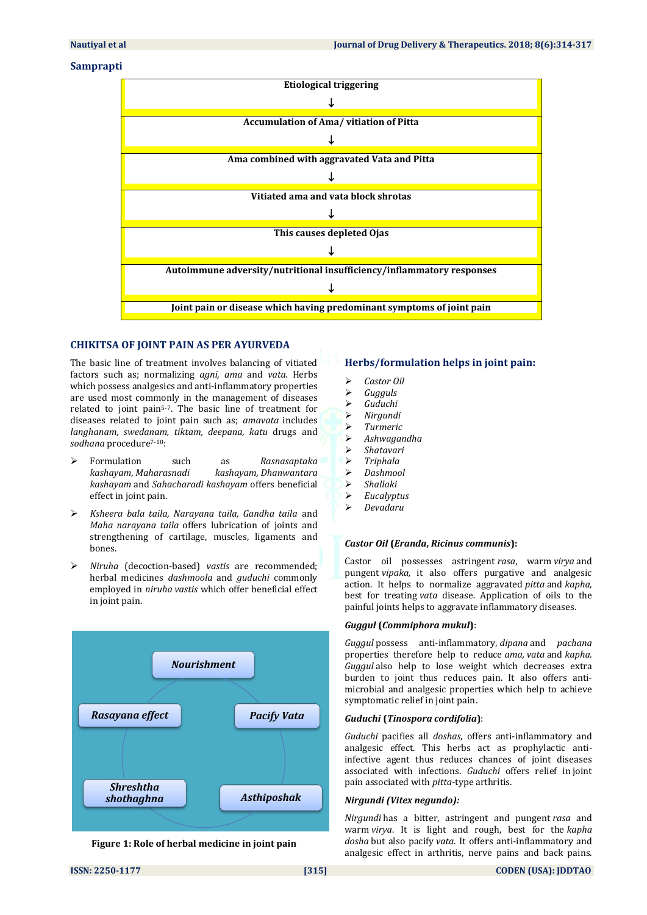### Samprapti

**Etiological triggering**

↓

**Accumulation of Ama/ vitiation of Pitta**

↓

**Ama combined with aggravated Vata and Pitta**

↓

**Vitiated ama and vata block shrotas**

↓

**This causes depleted Ojas**

↓

**Autoimmune adversity/nutritional insufficiency/inflammatory responses**

↓

**Joint pain or disease which having predominant symptoms of joint pain**

## CHIKITSA OF JOINT PAIN AS PER AYURVEDA

The basic line of treatment involves balancing of vitiated factors such as; normalizing *agni*, *ama* and *vata.* Herbs which possess analgesics and anti-inflammatory properties are used most commonly in the management of diseases related to joint pain[5-7]. The basic line of treatment for diseases related to joint pain such as; *amavata* includes *langhanam, swedanam, tiktam, deepana, katu* drugs and *sodhana* procedure[7-10]:

- Formulation such as *Rasnasaptaka kashayam*, *Maharasnadi kashayam*, *Dhanwantara kashayam* and *Sahacharadi kashayam* offers beneficial effect in joint pain.
- *Ksheera bala taila, Narayana taila, Gandha taila* and *Maha narayana taila* offers lubrication of joints and strengthening of cartilage, muscles, ligaments and bones.
- *Niruha* (decoction-based) *vastis* are recommended; herbal medicines *dashmoola* and *guduchi* commonly employed in *niruha vastis* which offer beneficial effect in joint pain.

*Nourishment*

*Pacify Vata*

*Asthiposhak*

*Shreshtha shothaghna*

*Rasayana effect*

**Figure 1: Role of herbal medicine in joint pain**

### Herbs/formulation helps in joint pain:

- *Castor Oil*
- *Gugguls*
- *Guduchi*
- *Nirgundi*
- *Turmeric*
- *Ashwagandha*
- *Shatavari*
- *Triphala*
- *Dashmool*
- *Shallaki*
- *Eucalyptus*
- *Devadaru*

#### *Castor Oil* (*Eranda*, *Ricinus communis*):

Castor oil possesses astringent *rasa*, warm *virya* and pungent *vipaka*, it also offers purgative and analgesic action. It helps to normalize aggravated *pitta* and *kapha*, best for treating *vata* disease. Application of oils to the painful joints helps to aggravate inflammatory diseases.

#### *Guggul* (*Commiphora mukul*):

*Guggul* possess anti-inflammatory, *dipana* and *pachana* properties therefore help to reduce *ama, vata* and *kapha. Guggul* also help to lose weight which decreases extra burden to joint thus reduces pain. It also offers anti-microbial and analgesic properties which help to achieve symptomatic relief in joint pain.

#### *Guduchi* (*Tinospora cordifolia*):

*Guduchi* pacifies all *doshas*, offers anti-inflammatory and analgesic effect. This herbs act as prophylactic anti-infective agent thus reduces chances of joint diseases associated with infections. *Guduchi* offers relief in joint pain associated with *pitta*-type arthritis.

#### *Nirgundi (Vitex negundo):*

*Nirgundi* has a bitter, astringent and pungent *rasa* and warm *virya*. It is light and rough, best for the *kapha dosha* but also pacify *vata*. It offers anti-inflammatory and analgesic effect in arthritis, nerve pains and back pains.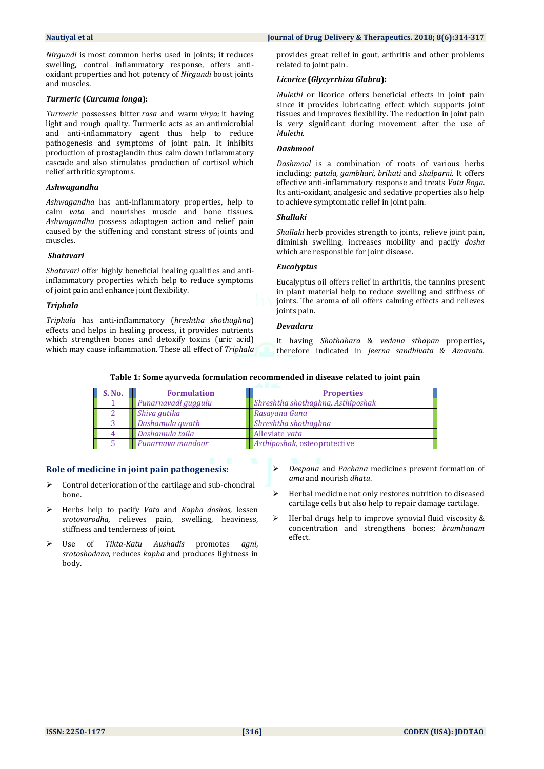*Nirgundi* is most common herbs used in joints; it reduces swelling, control inflammatory response, offers anti-oxidant properties and hot potency of *Nirgundi* boost joints and muscles.

#### *Turmeric* (*Curcuma longa*):

*Turmeric* possesses bitter *rasa* and warm *virya;* it having light and rough quality. Turmeric acts as an antimicrobial and anti-inflammatory agent thus help to reduce pathogenesis and symptoms of joint pain. It inhibits production of prostaglandin thus calm down inflammatory cascade and also stimulates production of cortisol which relief arthritic symptoms.

#### *Ashwagandha*

*Ashwagandha* has anti-inflammatory properties, help to calm *vata* and nourishes muscle and bone tissues. *Ashwagandha* possess adaptogen action and relief pain caused by the stiffening and constant stress of joints and muscles.

#### *Shatavari*

*Shatavari* offer highly beneficial healing qualities and anti-inflammatory properties which help to reduce symptoms of joint pain and enhance joint flexibility.

#### *Triphala*

*Triphala* has anti-inflammatory (*hreshtha shothaghna*) effects and helps in healing process, it provides nutrients which strengthen bones and detoxify toxins (uric acid) which may cause inflammation. These all effect of *Triphala* provides great relief in gout, arthritis and other problems related to joint pain.

#### *Licorice* (*Glycyrrhiza Glabra*):

*Mulethi* or licorice offers beneficial effects in joint pain since it provides lubricating effect which supports joint tissues and improves flexibility. The reduction in joint pain is very significant during movement after the use of *Mulethi.*

#### *Dashmool*

*Dashmool* is a combination of roots of various herbs including; *patala, gambhari, brihati* and *shalparni.* It offers effective anti-inflammatory response and treats *Vata Roga*. Its anti-oxidant, analgesic and sedative properties also help to achieve symptomatic relief in joint pain.

#### *Shallaki*

*Shallaki* herb provides strength to joints, relieve joint pain, diminish swelling, increases mobility and pacify *dosha* which are responsible for joint disease.

#### *Eucalyptus*

Eucalyptus oil offers relief in arthritis, the tannins present in plant material help to reduce swelling and stiffness of joints. The aroma of oil offers calming effects and relieves joints pain.

#### *Devadaru*

It having *Shothahara* & *vedana sthapan* properties, therefore indicated in *jeerna sandhivata* & *Amavata.*

**Table 1: Some ayurveda formulation recommended in disease related to joint pain**

| S. No. | Formulation | Properties |
|---|---|---|
| 1 | *Punarnavadi guggulu* | *Shreshtha shothaghna, Asthiposhak* |
| 2 | *Shiva gutika* | *Rasayana Guna* |
| 3 | *Dashamula qwath* | *Shreshtha shothaghna* |
| 4 | *Dashamula taila* | Alleviate *vata* |
| 5 | *Punarnava mandoor* | *Asthiposhak*, osteoprotective |

## Role of medicine in joint pain pathogenesis:

- Control deterioration of the cartilage and sub-chondral bone.
- Herbs help to pacify *Vata* and *Kapha doshas,* lessen *srotovarodha,* relieves pain, swelling, heaviness, stiffness and tenderness of joint.
- Use of *Tikta-Katu Aushadis* promotes *agni*, *srotoshodana*, reduces *kapha* and produces lightness in body.
- *Deepana* and *Pachana* medicines prevent formation of *ama* and nourish *dhatu*.
- Herbal medicine not only restores nutrition to diseased cartilage cells but also help to repair damage cartilage.
- Herbal drugs help to improve synovial fluid viscosity & concentration and strengthens bones; *brumhanam* effect.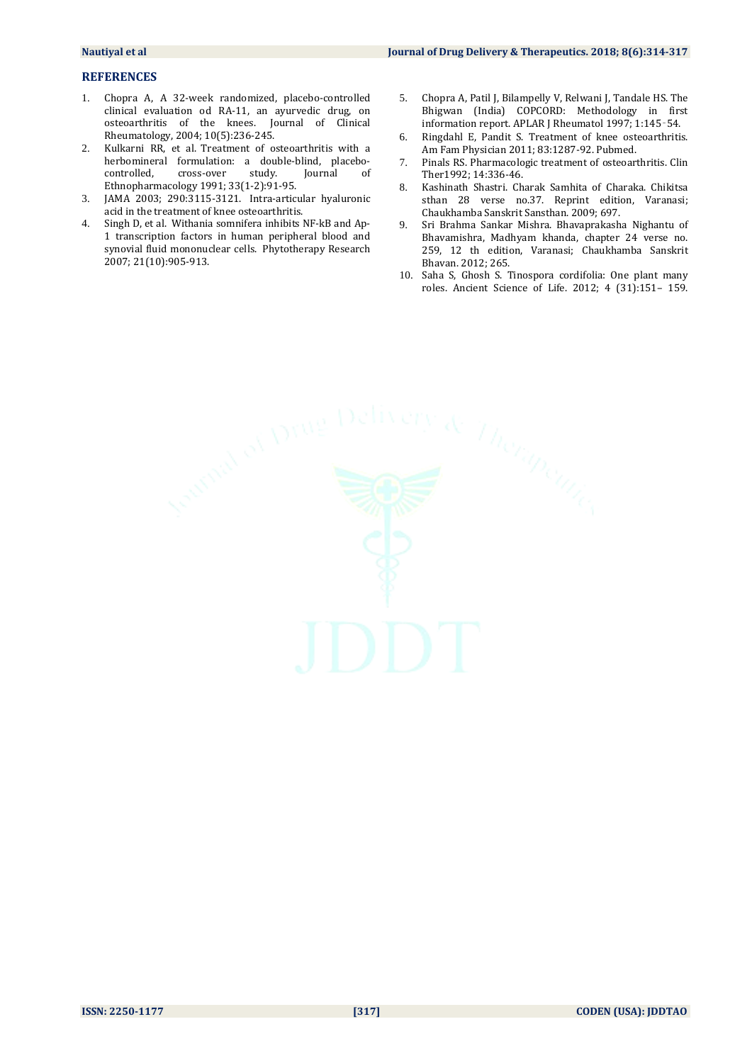## REFERENCES

1. Chopra A, A 32-week randomized, placebo-controlled clinical evaluation od RA-11, an ayurvedic drug, on osteoarthritis of the knees. Journal of Clinical Rheumatology, 2004; 10(5):236-245.
2. Kulkarni RR, et al. Treatment of osteoarthritis with a herbomineral formulation: a double-blind, placebo-controlled, cross-over study. Journal of Ethnopharmacology 1991; 33(1-2):91-95.
3. JAMA 2003; 290:3115-3121. Intra-articular hyaluronic acid in the treatment of knee osteoarthritis.
4. Singh D, et al. Withania somnifera inhibits NF-kB and Ap-1 transcription factors in human peripheral blood and synovial fluid mononuclear cells. Phytotherapy Research 2007; 21(10):905-913.
5. Chopra A, Patil J, Bilampelly V, Relwani J, Tandale HS. The Bhigwan (India) COPCORD: Methodology in first information report. APLAR J Rheumatol 1997; 1:145‑54.
6. Ringdahl E, Pandit S. Treatment of knee osteoarthritis. Am Fam Physician 2011; 83:1287-92. Pubmed.
7. Pinals RS. Pharmacologic treatment of osteoarthritis. Clin Ther1992; 14:336-46.
8. Kashinath Shastri. Charak Samhita of Charaka. Chikitsa sthan 28 verse no.37. Reprint edition, Varanasi; Chaukhamba Sanskrit Sansthan. 2009; 697.
9. Sri Brahma Sankar Mishra. Bhavaprakasha Nighantu of Bhavamishra, Madhyam khanda, chapter 24 verse no. 259, 12 th edition, Varanasi; Chaukhamba Sanskrit Bhavan. 2012; 265.
10. Saha S, Ghosh S. Tinospora cordifolia: One plant many roles. Ancient Science of Life. 2012; 4 (31):151– 159.